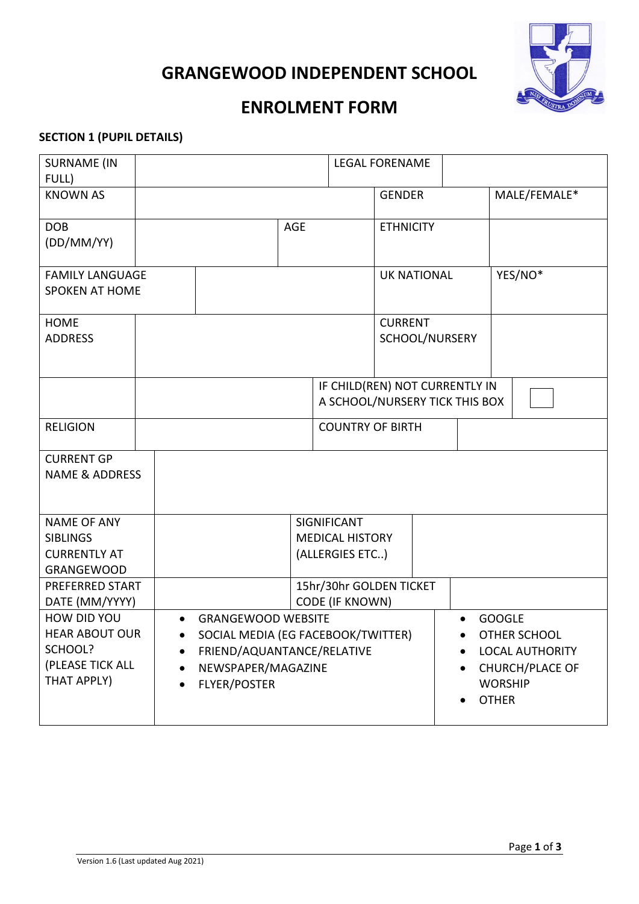# GRANGEWOOD INDEPENDENT SCHOOL

## ENROLMENT FORM

### SECTION 1 (PUPIL DETAILS)

| | | | |
|---|---|---|---|
| SURNAME (IN FULL) | | LEGAL FORENAME | |
| KNOWN AS | | GENDER | MALE/FEMALE* |
| DOB (DD/MM/YY) | AGE | ETHNICITY | |
| FAMILY LANGUAGE SPOKEN AT HOME | | UK NATIONAL | YES/NO* |
| HOME ADDRESS | | CURRENT SCHOOL/NURSERY | |
| | | IF CHILD(REN) NOT CURRENTLY IN A SCHOOL/NURSERY TICK THIS BOX | ☐ |
| RELIGION | | COUNTRY OF BIRTH | |
| CURRENT GP NAME & ADDRESS | | | |
| NAME OF ANY SIBLINGS CURRENTLY AT GRANGEWOOD | | SIGNIFICANT MEDICAL HISTORY (ALLERGIES ETC..) | |
| PREFERRED START DATE (MM/YYYY) | | 15hr/30hr GOLDEN TICKET CODE (IF KNOWN) | |
| HOW DID YOU HEAR ABOUT OUR SCHOOL? (PLEASE TICK ALL THAT APPLY) | • GRANGEWOOD WEBSITE<br>• SOCIAL MEDIA (EG FACEBOOK/TWITTER)<br>• FRIEND/AQUANTANCE/RELATIVE<br>• NEWSPAPER/MAGAZINE<br>• FLYER/POSTER | • GOOGLE<br>• OTHER SCHOOL<br>• LOCAL AUTHORITY<br>• CHURCH/PLACE OF WORSHIP<br>• OTHER | |

Version 1.6 (Last updated Aug 2021)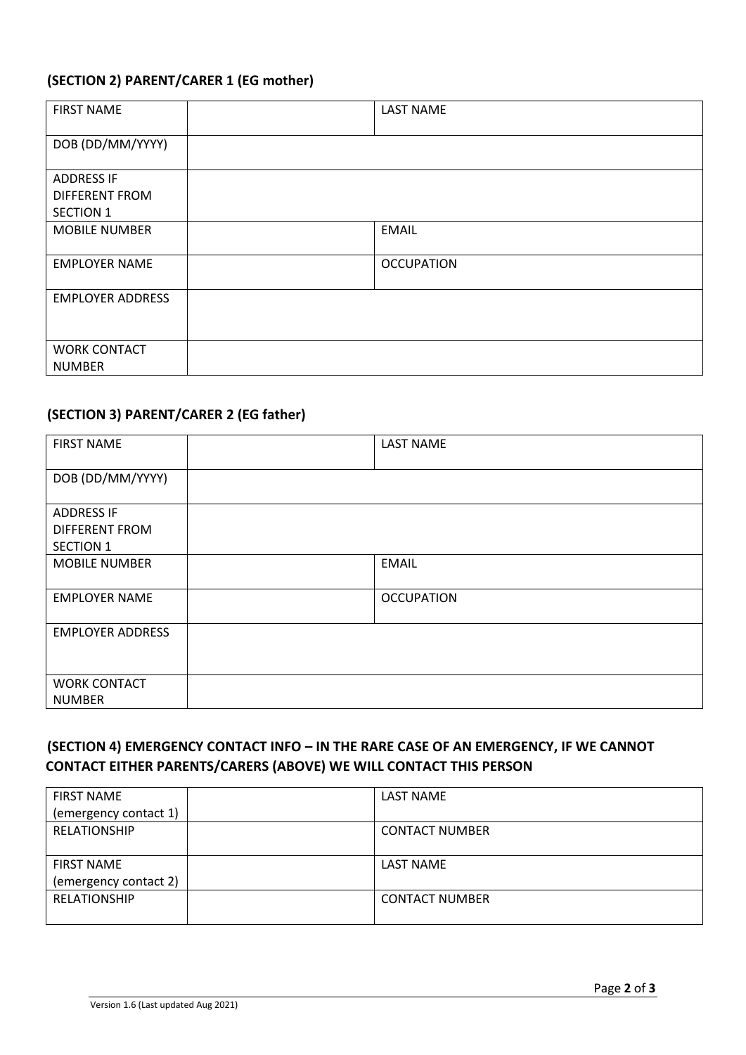### (SECTION 2) PARENT/CARER 1 (EG mother)

| FIRST NAME | | LAST NAME | |
|---|---|---|---|
| DOB (DD/MM/YYYY) | | | |
| ADDRESS IF DIFFERENT FROM SECTION 1 | | | |
| MOBILE NUMBER | | EMAIL | |
| EMPLOYER NAME | | OCCUPATION | |
| EMPLOYER ADDRESS | | | |
| WORK CONTACT NUMBER | | | |

### (SECTION 3) PARENT/CARER 2 (EG father)

| FIRST NAME | | LAST NAME | |
|---|---|---|---|
| DOB (DD/MM/YYYY) | | | |
| ADDRESS IF DIFFERENT FROM SECTION 1 | | | |
| MOBILE NUMBER | | EMAIL | |
| EMPLOYER NAME | | OCCUPATION | |
| EMPLOYER ADDRESS | | | |
| WORK CONTACT NUMBER | | | |

### (SECTION 4) EMERGENCY CONTACT INFO – IN THE RARE CASE OF AN EMERGENCY, IF WE CANNOT CONTACT EITHER PARENTS/CARERS (ABOVE) WE WILL CONTACT THIS PERSON

| FIRST NAME (emergency contact 1) | | LAST NAME | |
|---|---|---|---|
| RELATIONSHIP | | CONTACT NUMBER | |
| FIRST NAME (emergency contact 2) | | LAST NAME | |
| RELATIONSHIP | | CONTACT NUMBER | |

Version 1.6 (Last updated Aug 2021)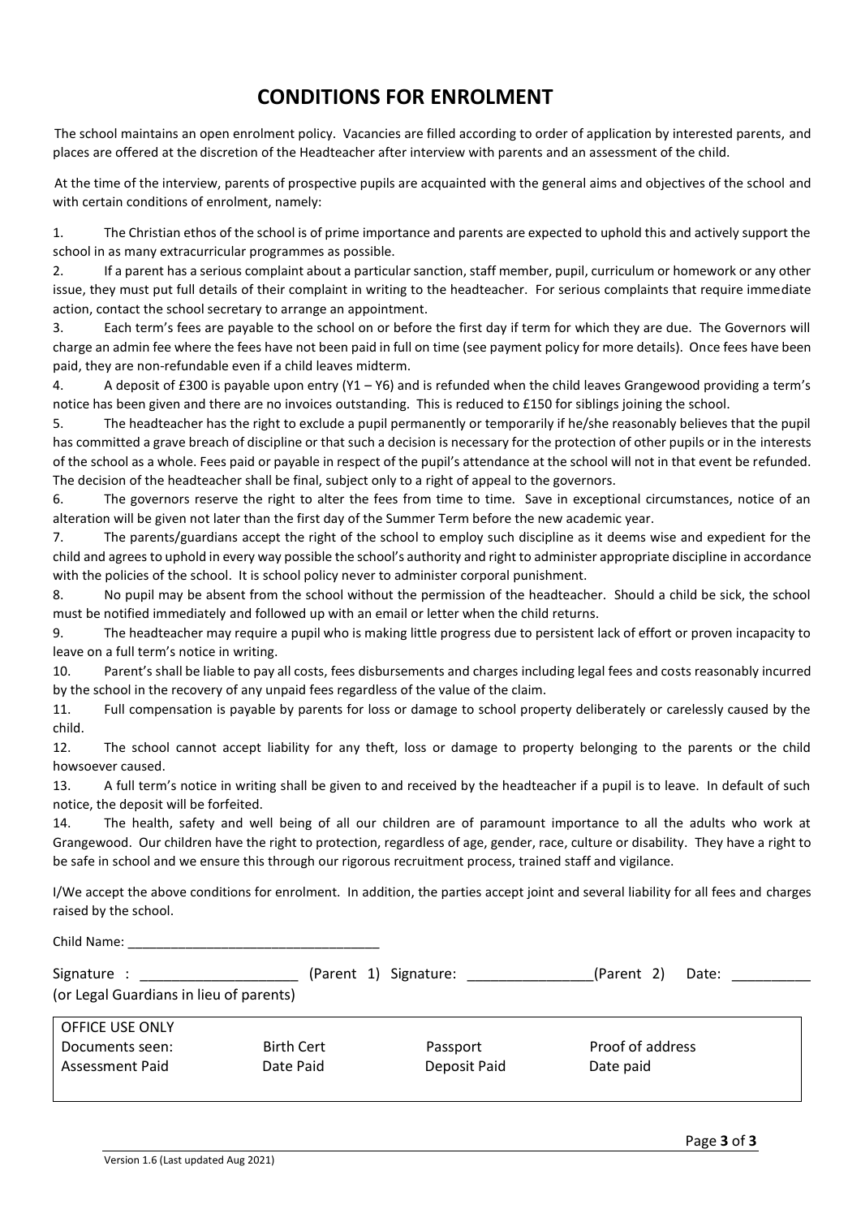# CONDITIONS FOR ENROLMENT

The school maintains an open enrolment policy. Vacancies are filled according to order of application by interested parents, and places are offered at the discretion of the Headteacher after interview with parents and an assessment of the child.

At the time of the interview, parents of prospective pupils are acquainted with the general aims and objectives of the school and with certain conditions of enrolment, namely:

1. The Christian ethos of the school is of prime importance and parents are expected to uphold this and actively support the school in as many extracurricular programmes as possible.
2. If a parent has a serious complaint about a particular sanction, staff member, pupil, curriculum or homework or any other issue, they must put full details of their complaint in writing to the headteacher. For serious complaints that require immediate action, contact the school secretary to arrange an appointment.
3. Each term's fees are payable to the school on or before the first day if term for which they are due. The Governors will charge an admin fee where the fees have not been paid in full on time (see payment policy for more details). Once fees have been paid, they are non-refundable even if a child leaves midterm.
4. A deposit of £300 is payable upon entry (Y1 – Y6) and is refunded when the child leaves Grangewood providing a term's notice has been given and there are no invoices outstanding. This is reduced to £150 for siblings joining the school.
5. The headteacher has the right to exclude a pupil permanently or temporarily if he/she reasonably believes that the pupil has committed a grave breach of discipline or that such a decision is necessary for the protection of other pupils or in the interests of the school as a whole. Fees paid or payable in respect of the pupil's attendance at the school will not in that event be refunded. The decision of the headteacher shall be final, subject only to a right of appeal to the governors.
6. The governors reserve the right to alter the fees from time to time. Save in exceptional circumstances, notice of an alteration will be given not later than the first day of the Summer Term before the new academic year.
7. The parents/guardians accept the right of the school to employ such discipline as it deems wise and expedient for the child and agrees to uphold in every way possible the school's authority and right to administer appropriate discipline in accordance with the policies of the school. It is school policy never to administer corporal punishment.
8. No pupil may be absent from the school without the permission of the headteacher. Should a child be sick, the school must be notified immediately and followed up with an email or letter when the child returns.
9. The headteacher may require a pupil who is making little progress due to persistent lack of effort or proven incapacity to leave on a full term's notice in writing.
10. Parent's shall be liable to pay all costs, fees disbursements and charges including legal fees and costs reasonably incurred by the school in the recovery of any unpaid fees regardless of the value of the claim.
11. Full compensation is payable by parents for loss or damage to school property deliberately or carelessly caused by the child.
12. The school cannot accept liability for any theft, loss or damage to property belonging to the parents or the child howsoever caused.
13. A full term's notice in writing shall be given to and received by the headteacher if a pupil is to leave. In default of such notice, the deposit will be forfeited.
14. The health, safety and well being of all our children are of paramount importance to all the adults who work at Grangewood. Our children have the right to protection, regardless of age, gender, race, culture or disability. They have a right to be safe in school and we ensure this through our rigorous recruitment process, trained staff and vigilance.

I/We accept the above conditions for enrolment. In addition, the parties accept joint and several liability for all fees and charges raised by the school.

Child Name: ___________________________________

Signature : ____________________ (Parent 1) Signature: ________________(Parent 2) Date: __________

(or Legal Guardians in lieu of parents)

| | | | |
|---|---|---|---|
| OFFICE USE ONLY | | | |
| Documents seen: | Birth Cert | Passport | Proof of address |
| Assessment Paid | Date Paid | Deposit Paid | Date paid |

Version 1.6 (Last updated Aug 2021)